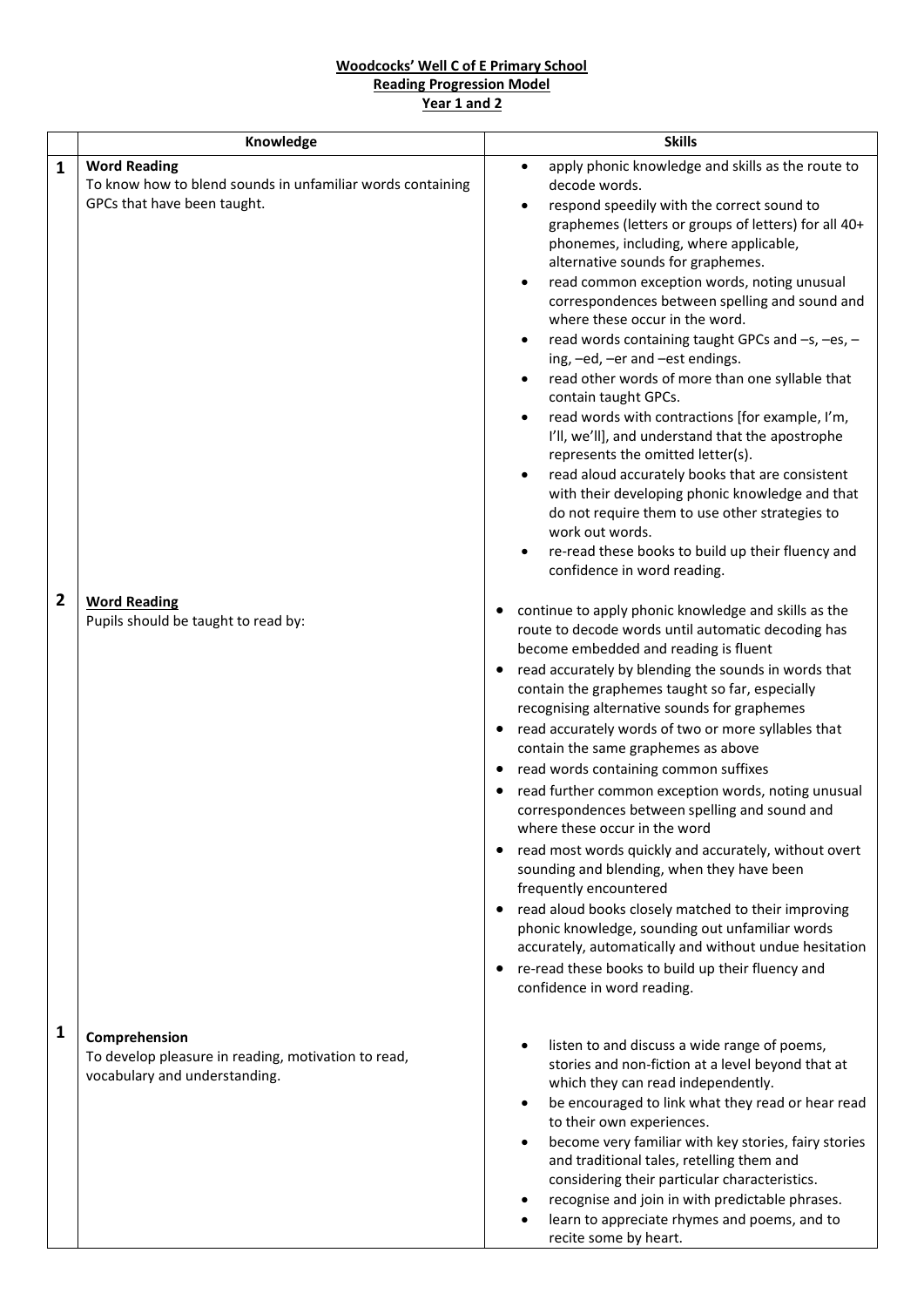**Woodcocks' Well C of E Primary School**
**Reading Progression Model**
**Year 1 and 2**

| | Knowledge | Skills |
|---|---|---|
| **1** | **Word Reading**<br>To know how to blend sounds in unfamiliar words containing GPCs that have been taught. | • apply phonic knowledge and skills as the route to decode words.<br>• respond speedily with the correct sound to graphemes (letters or groups of letters) for all 40+ phonemes, including, where applicable, alternative sounds for graphemes.<br>• read common exception words, noting unusual correspondences between spelling and sound and where these occur in the word.<br>• read words containing taught GPCs and –s, –es, –ing, –ed, –er and –est endings.<br>• read other words of more than one syllable that contain taught GPCs.<br>• read words with contractions [for example, I'm, I'll, we'll], and understand that the apostrophe represents the omitted letter(s).<br>• read aloud accurately books that are consistent with their developing phonic knowledge and that do not require them to use other strategies to work out words.<br>• re-read these books to build up their fluency and confidence in word reading. |
| **2** | **Word Reading**<br>Pupils should be taught to read by: | • continue to apply phonic knowledge and skills as the route to decode words until automatic decoding has become embedded and reading is fluent<br>• read accurately by blending the sounds in words that contain the graphemes taught so far, especially recognising alternative sounds for graphemes<br>• read accurately words of two or more syllables that contain the same graphemes as above<br>• read words containing common suffixes<br>• read further common exception words, noting unusual correspondences between spelling and sound and where these occur in the word<br>• read most words quickly and accurately, without overt sounding and blending, when they have been frequently encountered<br>• read aloud books closely matched to their improving phonic knowledge, sounding out unfamiliar words accurately, automatically and without undue hesitation<br>• re-read these books to build up their fluency and confidence in word reading. |
| **1** | **Comprehension**<br>To develop pleasure in reading, motivation to read, vocabulary and understanding. | • listen to and discuss a wide range of poems, stories and non-fiction at a level beyond that at which they can read independently.<br>• be encouraged to link what they read or hear read to their own experiences.<br>• become very familiar with key stories, fairy stories and traditional tales, retelling them and considering their particular characteristics.<br>• recognise and join in with predictable phrases.<br>• learn to appreciate rhymes and poems, and to recite some by heart. |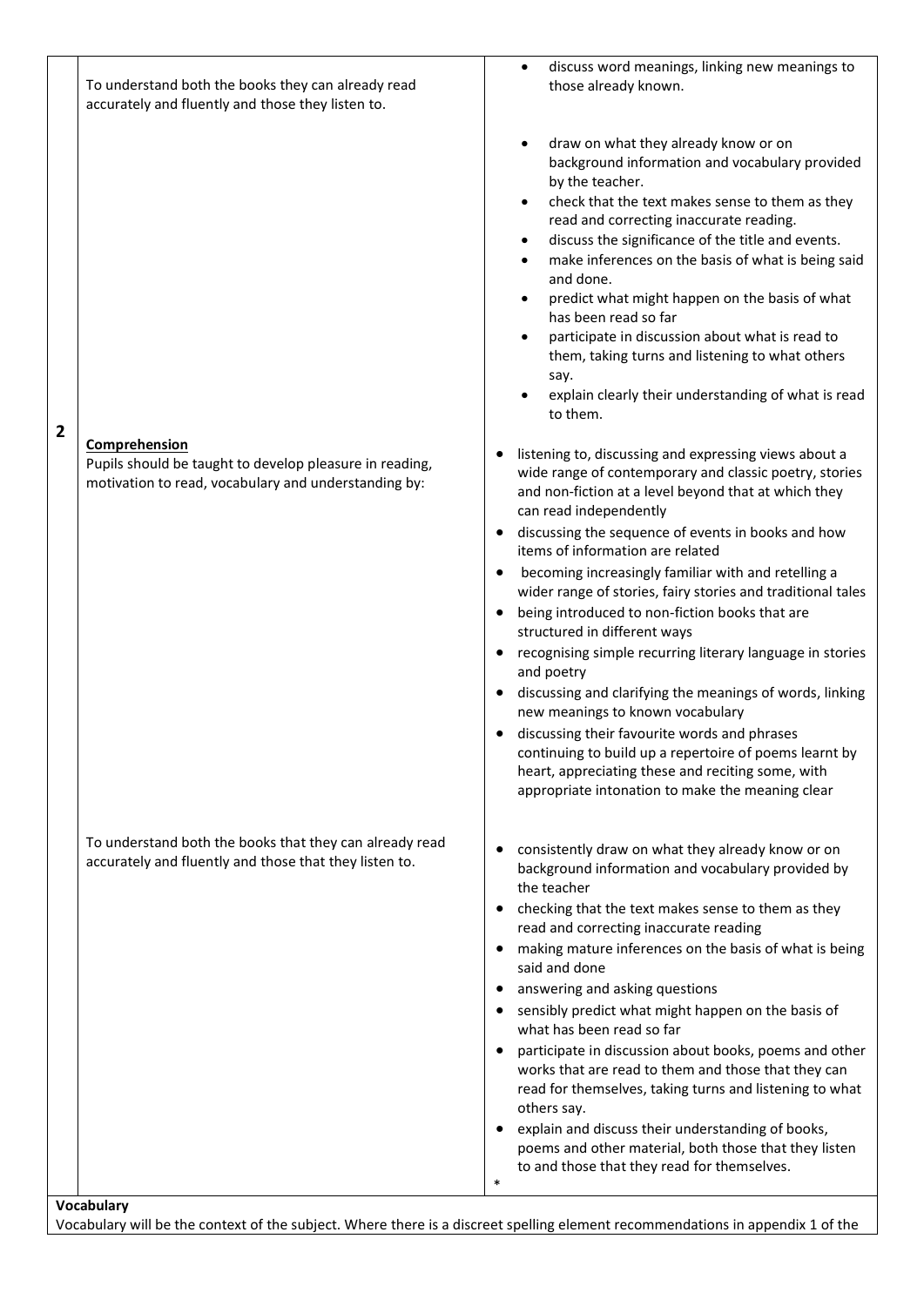| | | |
|---|---|---|
| 2 | To understand both the books they can already read accurately and fluently and those they listen to. | • discuss word meanings, linking new meanings to those already known.<br><br>• draw on what they already know or on background information and vocabulary provided by the teacher.<br>• check that the text makes sense to them as they read and correcting inaccurate reading.<br>• discuss the significance of the title and events.<br>• make inferences on the basis of what is being said and done.<br>• predict what might happen on the basis of what has been read so far<br>• participate in discussion about what is read to them, taking turns and listening to what others say.<br>• explain clearly their understanding of what is read to them. |
| | **Comprehension**<br>Pupils should be taught to develop pleasure in reading, motivation to read, vocabulary and understanding by: | • listening to, discussing and expressing views about a wide range of contemporary and classic poetry, stories and non-fiction at a level beyond that at which they can read independently<br>• discussing the sequence of events in books and how items of information are related<br>• becoming increasingly familiar with and retelling a wider range of stories, fairy stories and traditional tales<br>• being introduced to non-fiction books that are structured in different ways<br>• recognising simple recurring literary language in stories and poetry<br>• discussing and clarifying the meanings of words, linking new meanings to known vocabulary<br>• discussing their favourite words and phrases continuing to build up a repertoire of poems learnt by heart, appreciating these and reciting some, with appropriate intonation to make the meaning clear |
| | To understand both the books that they can already read accurately and fluently and those that they listen to. | • consistently draw on what they already know or on background information and vocabulary provided by the teacher<br>• checking that the text makes sense to them as they read and correcting inaccurate reading<br>• making mature inferences on the basis of what is being said and done<br>• answering and asking questions<br>• sensibly predict what might happen on the basis of what has been read so far<br>• participate in discussion about books, poems and other works that are read to them and those that they can read for themselves, taking turns and listening to what others say.<br>• explain and discuss their understanding of books, poems and other material, both those that they listen to and those that they read for themselves.<br>* |

**Vocabulary**

Vocabulary will be the context of the subject. Where there is a discreet spelling element recommendations in appendix 1 of the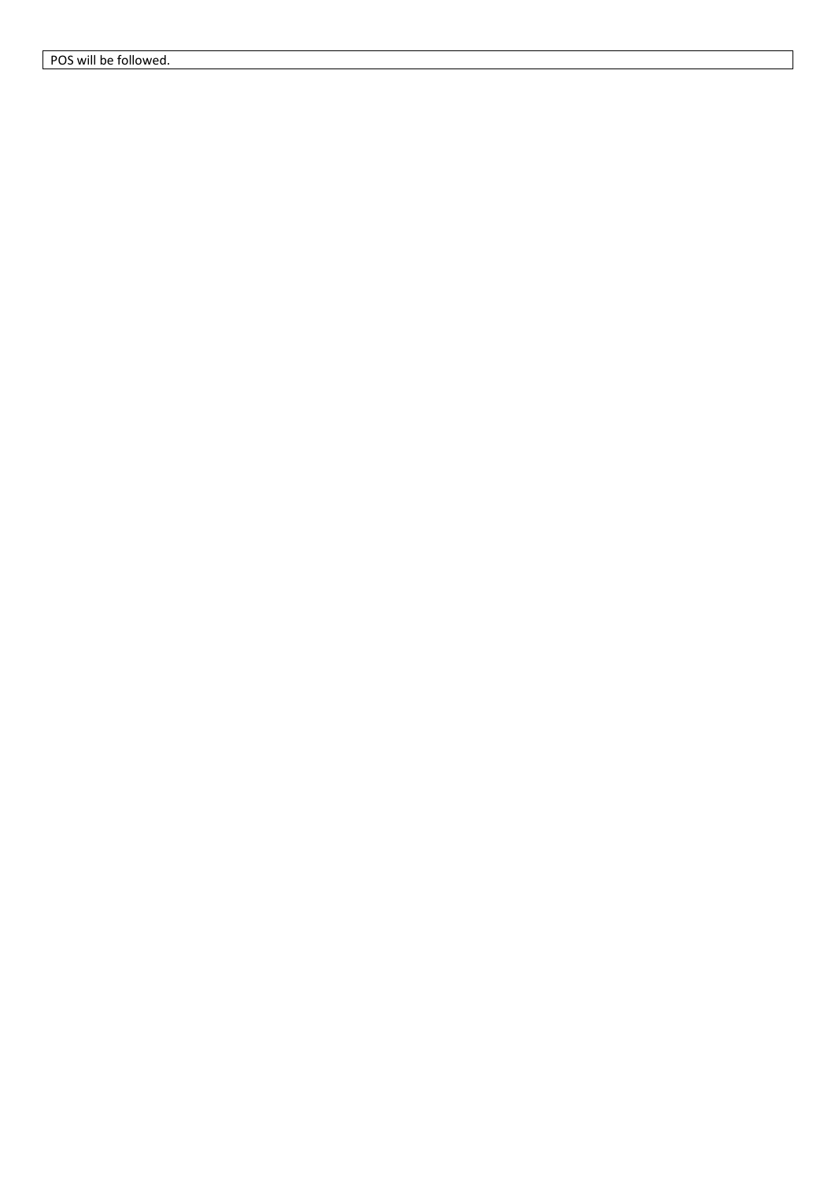| |
|---|
| POS will be followed. |